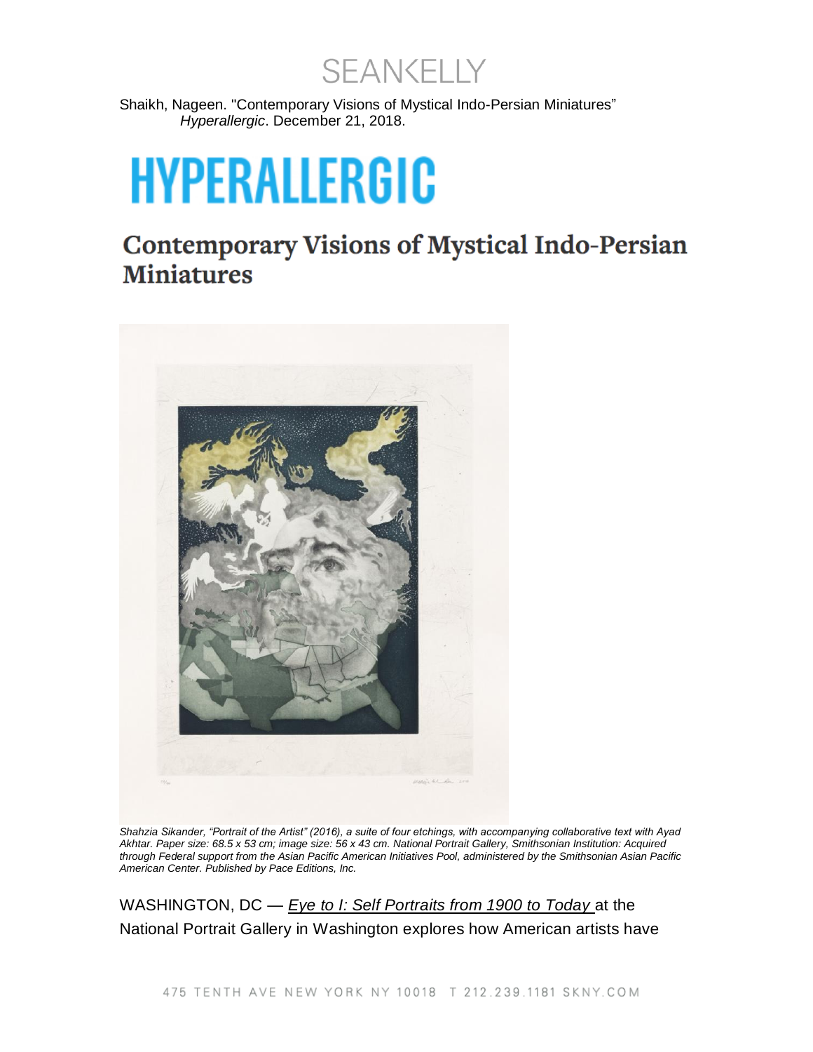Shaikh, Nageen. "Contemporary Visions of Mystical Indo-Persian Miniatures" *Hyperallergic*. December 21, 2018.

# HYPERALLERGIC

## Contemporary Visions of Mystical Indo-Persian Miniatures

*Shahzia Sikander, "Portrait of the Artist" (2016), a suite of four etchings, with accompanying collaborative text with Ayad Akhtar. Paper size: 68.5 x 53 cm; image size: 56 x 43 cm. National Portrait Gallery, Smithsonian Institution: Acquired through Federal support from the Asian Pacific American Initiatives Pool, administered by the Smithsonian Asian Pacific American Center. Published by Pace Editions, Inc.*

WASHINGTON, DC — *Eye to I: Self Portraits from 1900 to Today* at the National Portrait Gallery in Washington explores how American artists have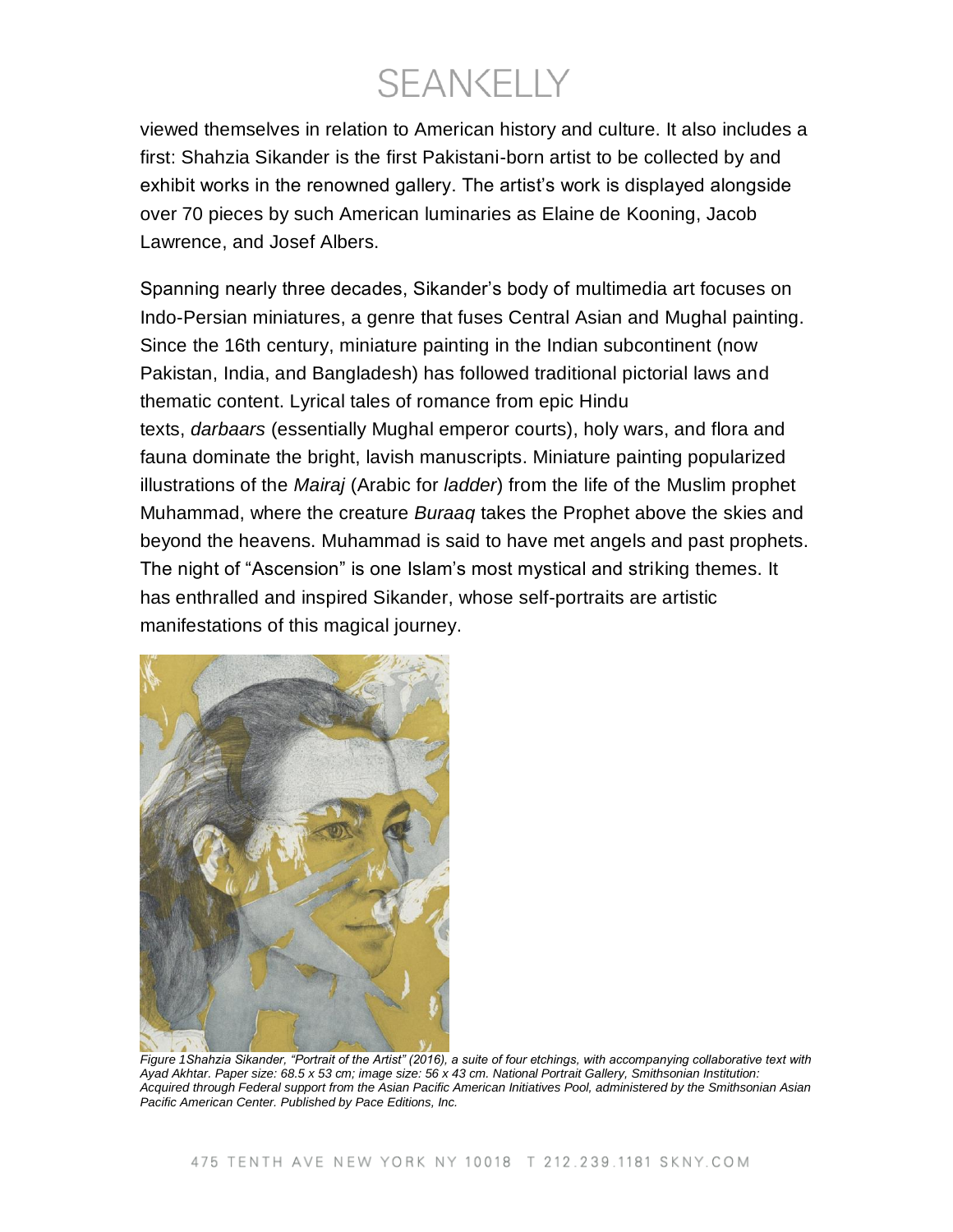viewed themselves in relation to American history and culture. It also includes a first: Shahzia Sikander is the first Pakistani-born artist to be collected by and exhibit works in the renowned gallery. The artist's work is displayed alongside over 70 pieces by such American luminaries as Elaine de Kooning, Jacob Lawrence, and Josef Albers.

Spanning nearly three decades, Sikander's body of multimedia art focuses on Indo-Persian miniatures, a genre that fuses Central Asian and Mughal painting. Since the 16th century, miniature painting in the Indian subcontinent (now Pakistan, India, and Bangladesh) has followed traditional pictorial laws and thematic content. Lyrical tales of romance from epic Hindu texts, *darbaars* (essentially Mughal emperor courts), holy wars, and flora and fauna dominate the bright, lavish manuscripts. Miniature painting popularized illustrations of the *Mairaj* (Arabic for *ladder*) from the life of the Muslim prophet Muhammad, where the creature *Buraaq* takes the Prophet above the skies and beyond the heavens. Muhammad is said to have met angels and past prophets. The night of "Ascension" is one Islam's most mystical and striking themes. It has enthralled and inspired Sikander, whose self-portraits are artistic manifestations of this magical journey.

*Figure 1Shahzia Sikander, "Portrait of the Artist" (2016), a suite of four etchings, with accompanying collaborative text with Ayad Akhtar. Paper size: 68.5 x 53 cm; image size: 56 x 43 cm. National Portrait Gallery, Smithsonian Institution: Acquired through Federal support from the Asian Pacific American Initiatives Pool, administered by the Smithsonian Asian Pacific American Center. Published by Pace Editions, Inc.*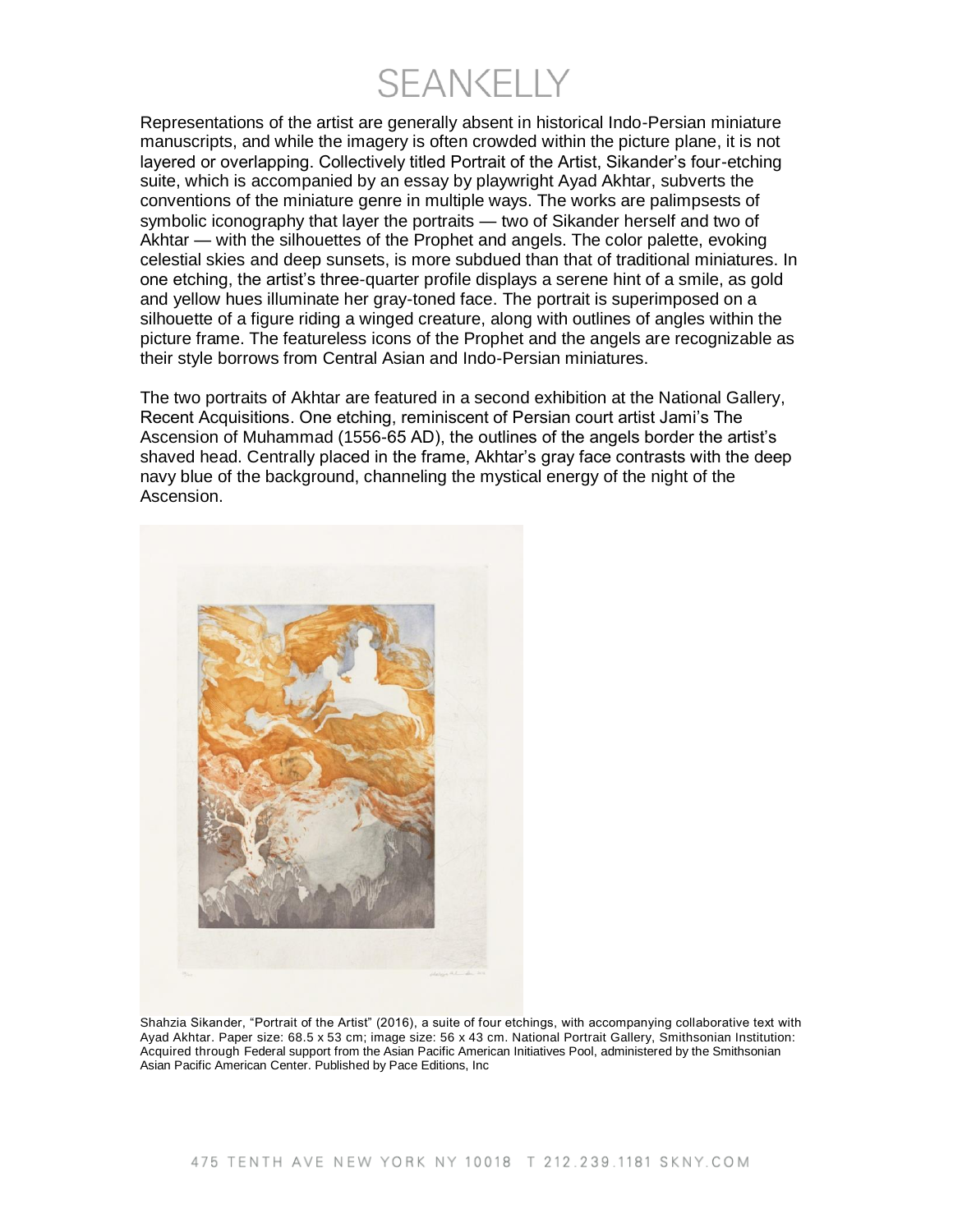Representations of the artist are generally absent in historical Indo-Persian miniature manuscripts, and while the imagery is often crowded within the picture plane, it is not layered or overlapping. Collectively titled Portrait of the Artist, Sikander's four-etching suite, which is accompanied by an essay by playwright Ayad Akhtar, subverts the conventions of the miniature genre in multiple ways. The works are palimpsests of symbolic iconography that layer the portraits — two of Sikander herself and two of Akhtar — with the silhouettes of the Prophet and angels. The color palette, evoking celestial skies and deep sunsets, is more subdued than that of traditional miniatures. In one etching, the artist's three-quarter profile displays a serene hint of a smile, as gold and yellow hues illuminate her gray-toned face. The portrait is superimposed on a silhouette of a figure riding a winged creature, along with outlines of angles within the picture frame. The featureless icons of the Prophet and the angels are recognizable as their style borrows from Central Asian and Indo-Persian miniatures.

The two portraits of Akhtar are featured in a second exhibition at the National Gallery, Recent Acquisitions. One etching, reminiscent of Persian court artist Jami's The Ascension of Muhammad (1556-65 AD), the outlines of the angels border the artist's shaved head. Centrally placed in the frame, Akhtar's gray face contrasts with the deep navy blue of the background, channeling the mystical energy of the night of the Ascension.

Shahzia Sikander, "Portrait of the Artist" (2016), a suite of four etchings, with accompanying collaborative text with Ayad Akhtar. Paper size: 68.5 x 53 cm; image size: 56 x 43 cm. National Portrait Gallery, Smithsonian Institution: Acquired through Federal support from the Asian Pacific American Initiatives Pool, administered by the Smithsonian Asian Pacific American Center. Published by Pace Editions, Inc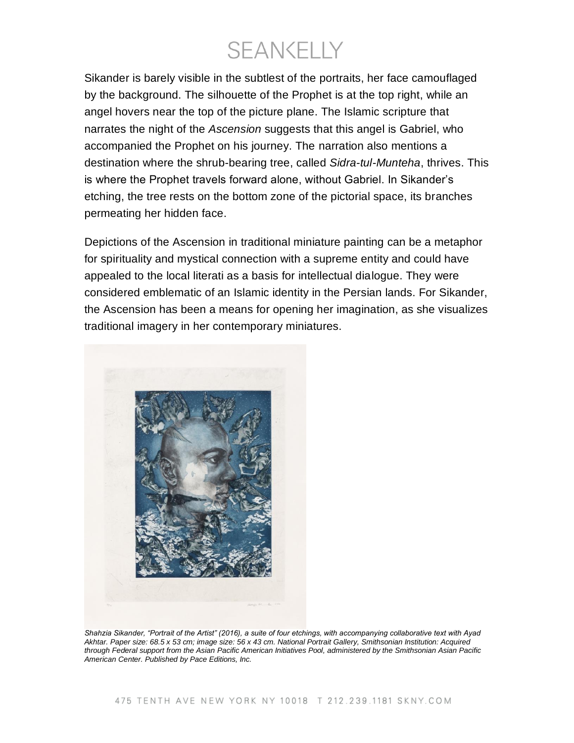Sikander is barely visible in the subtlest of the portraits, her face camouflaged by the background. The silhouette of the Prophet is at the top right, while an angel hovers near the top of the picture plane. The Islamic scripture that narrates the night of the *Ascension* suggests that this angel is Gabriel, who accompanied the Prophet on his journey. The narration also mentions a destination where the shrub-bearing tree, called *Sidra-tul-Munteha*, thrives. This is where the Prophet travels forward alone, without Gabriel. In Sikander's etching, the tree rests on the bottom zone of the pictorial space, its branches permeating her hidden face.

Depictions of the Ascension in traditional miniature painting can be a metaphor for spirituality and mystical connection with a supreme entity and could have appealed to the local literati as a basis for intellectual dialogue. They were considered emblematic of an Islamic identity in the Persian lands. For Sikander, the Ascension has been a means for opening her imagination, as she visualizes traditional imagery in her contemporary miniatures.

*Shahzia Sikander, "Portrait of the Artist" (2016), a suite of four etchings, with accompanying collaborative text with Ayad Akhtar. Paper size: 68.5 x 53 cm; image size: 56 x 43 cm. National Portrait Gallery, Smithsonian Institution: Acquired through Federal support from the Asian Pacific American Initiatives Pool, administered by the Smithsonian Asian Pacific American Center. Published by Pace Editions, Inc.*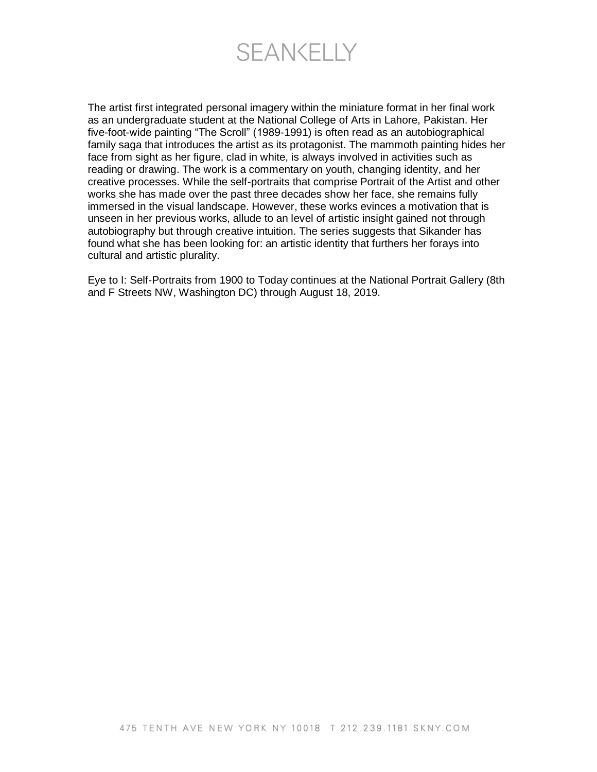The artist first integrated personal imagery within the miniature format in her final work as an undergraduate student at the National College of Arts in Lahore, Pakistan. Her five-foot-wide painting "The Scroll" (1989-1991) is often read as an autobiographical family saga that introduces the artist as its protagonist. The mammoth painting hides her face from sight as her figure, clad in white, is always involved in activities such as reading or drawing. The work is a commentary on youth, changing identity, and her creative processes. While the self-portraits that comprise Portrait of the Artist and other works she has made over the past three decades show her face, she remains fully immersed in the visual landscape. However, these works evinces a motivation that is unseen in her previous works, allude to an level of artistic insight gained not through autobiography but through creative intuition. The series suggests that Sikander has found what she has been looking for: an artistic identity that furthers her forays into cultural and artistic plurality.

Eye to I: Self-Portraits from 1900 to Today continues at the National Portrait Gallery (8th and F Streets NW, Washington DC) through August 18, 2019.